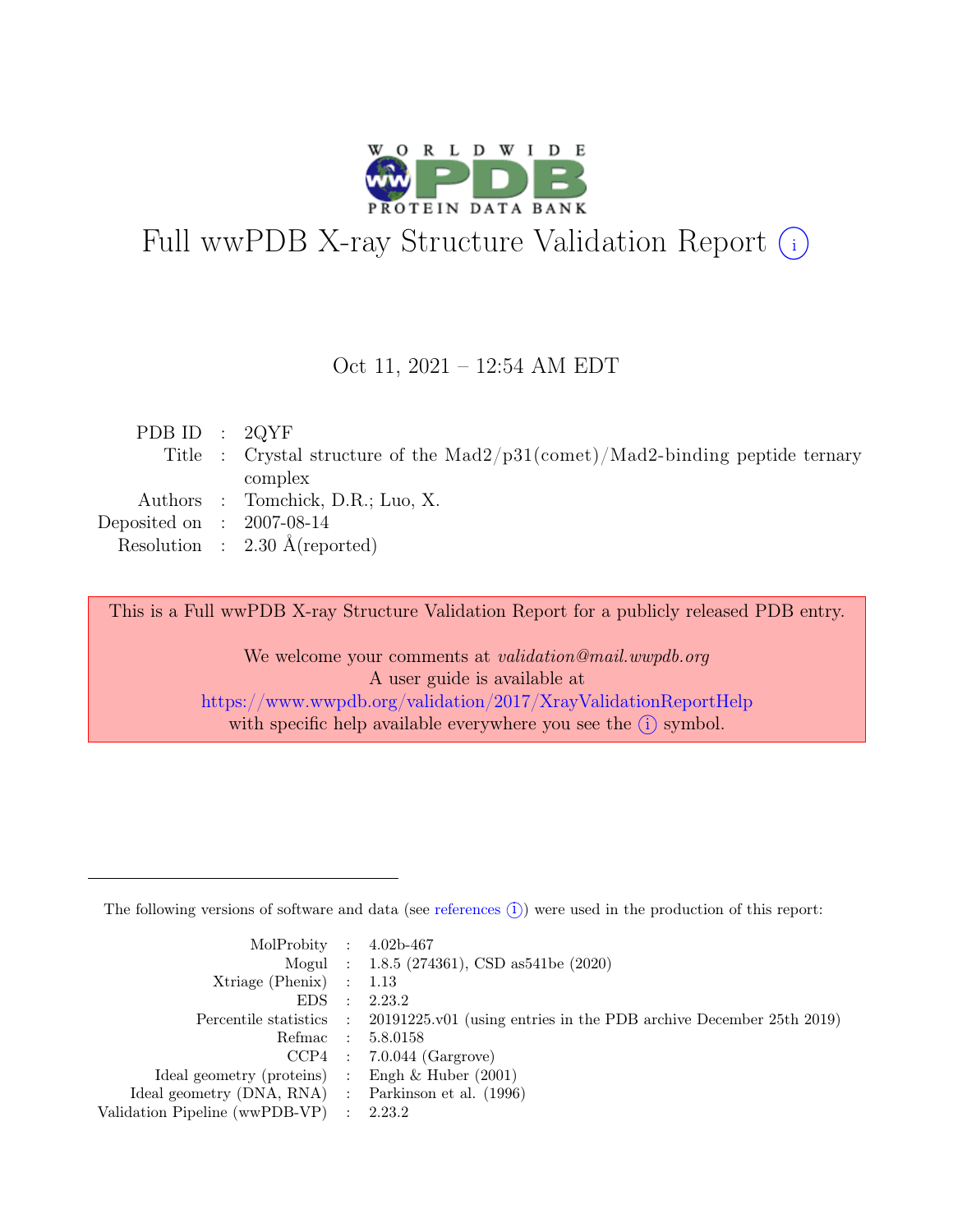# Full wwPDB X-ray Structure Validation Report (i)

Oct 11, 2021 – 12:54 AM EDT

| | | |
|---|---|---|
| PDB ID | : | 2QYF |
| Title | : | Crystal structure of the Mad2/p31(comet)/Mad2-binding peptide ternary complex |
| Authors | : | Tomchick, D.R.; Luo, X. |
| Deposited on | : | 2007-08-14 |
| Resolution | : | 2.30 Å(reported) |

This is a Full wwPDB X-ray Structure Validation Report for a publicly released PDB entry.

We welcome your comments at *validation@mail.wwpdb.org*
A user guide is available at
https://www.wwpdb.org/validation/2017/XrayValidationReportHelp
with specific help available everywhere you see the (i) symbol.

---

The following versions of software and data (see references (i)) were used in the production of this report:

| | | |
|---|---|---|
| MolProbity | : | 4.02b-467 |
| Mogul | : | 1.8.5 (274361), CSD as541be (2020) |
| Xtriage (Phenix) | : | 1.13 |
| EDS | : | 2.23.2 |
| Percentile statistics | : | 20191225.v01 (using entries in the PDB archive December 25th 2019) |
| Refmac | : | 5.8.0158 |
| CCP4 | : | 7.0.044 (Gargrove) |
| Ideal geometry (proteins) | : | Engh & Huber (2001) |
| Ideal geometry (DNA, RNA) | : | Parkinson et al. (1996) |
| Validation Pipeline (wwPDB-VP) | : | 2.23.2 |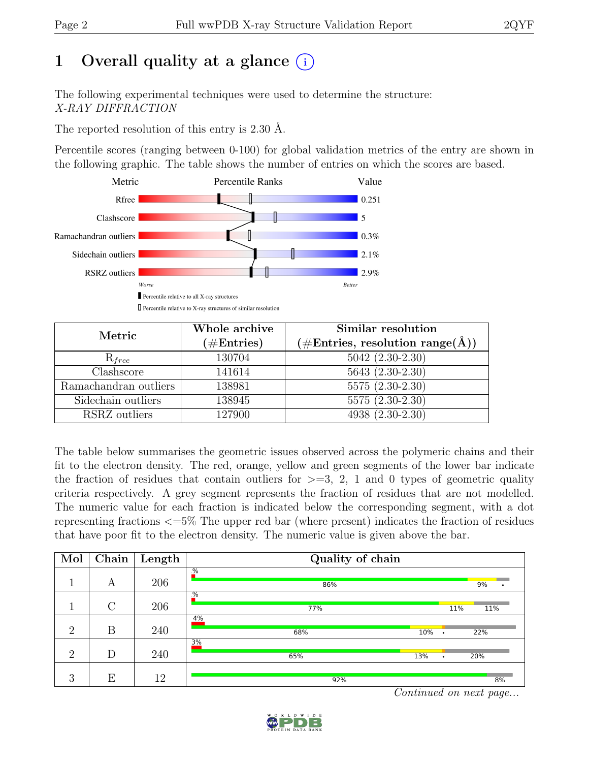# 1 Overall quality at a glance (i)

The following experimental techniques were used to determine the structure:
*X-RAY DIFFRACTION*

The reported resolution of this entry is 2.30 Å.

Percentile scores (ranging between 0-100) for global validation metrics of the entry are shown in the following graphic. The table shows the number of entries on which the scores are based.

| Metric | Value |
|---|---|
| Rfree | 0.251 |
| Clashscore | 5 |
| Ramachandran outliers | 0.3% |
| Sidechain outliers | 2.1% |
| RSRZ outliers | 2.9% |

Worse — Better

▮ Percentile relative to all X-ray structures

▯ Percentile relative to X-ray structures of similar resolution

| Metric | Whole archive (#Entries) | Similar resolution (#Entries, resolution range(Å)) |
|---|---|---|
| $R_{free}$ | 130704 | 5042 (2.30-2.30) |
| Clashscore | 141614 | 5643 (2.30-2.30) |
| Ramachandran outliers | 138981 | 5575 (2.30-2.30) |
| Sidechain outliers | 138945 | 5575 (2.30-2.30) |
| RSRZ outliers | 127900 | 4938 (2.30-2.30) |

The table below summarises the geometric issues observed across the polymeric chains and their fit to the electron density. The red, orange, yellow and green segments of the lower bar indicate the fraction of residues that contain outliers for >=3, 2, 1 and 0 types of geometric quality criteria respectively. A grey segment represents the fraction of residues that are not modelled. The numeric value for each fraction is indicated below the corresponding segment, with a dot representing fractions <=5% The upper red bar (where present) indicates the fraction of residues that have poor fit to the electron density. The numeric value is given above the bar.

| Mol | Chain | Length | Quality of chain |
|---|---|---|---|
| 1 | A | 206 | % ; 86% , 9% , • |
| 1 | C | 206 | % ; 77% , 11% , 11% |
| 2 | B | 240 | 4% ; 68% , 10% , • , 22% |
| 2 | D | 240 | 3% ; 65% , 13% , • , 20% |
| 3 | E | 12 | 92% , 8% |

*Continued on next page...*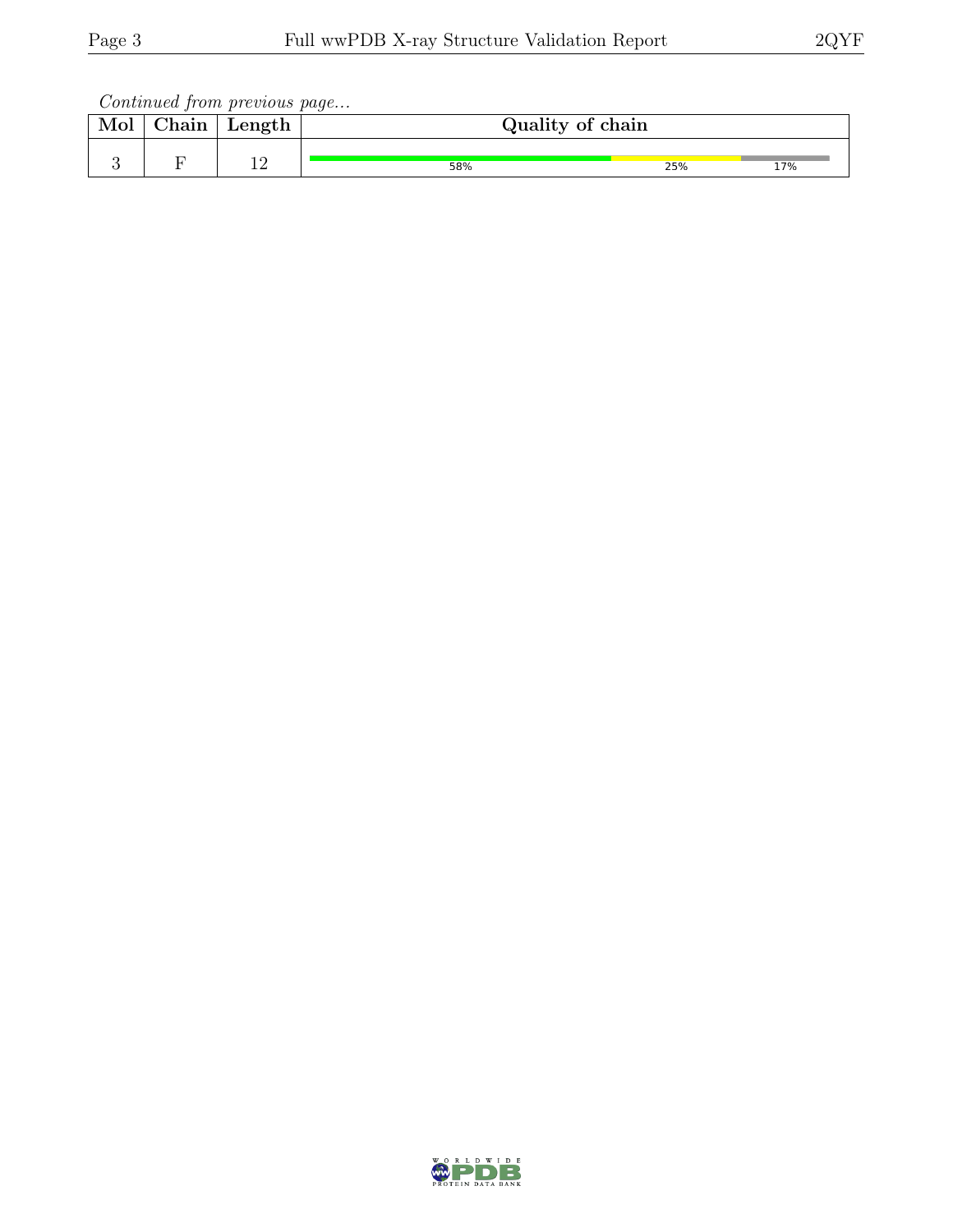*Continued from previous page...*

| Mol | Chain | Length | Quality of chain |
|---|---|---|---|
| 3 | F | 12 | 58% 25% 17% |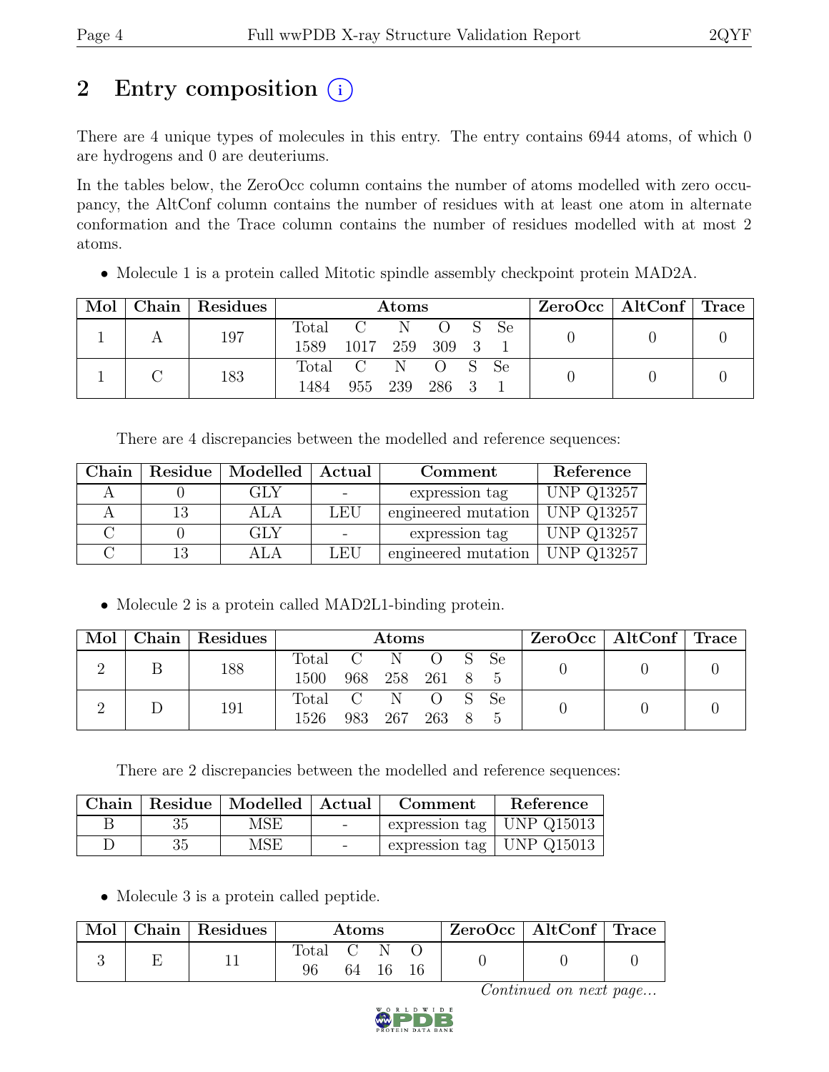# 2 Entry composition (i)

There are 4 unique types of molecules in this entry. The entry contains 6944 atoms, of which 0 are hydrogens and 0 are deuteriums.

In the tables below, the ZeroOcc column contains the number of atoms modelled with zero occupancy, the AltConf column contains the number of residues with at least one atom in alternate conformation and the Trace column contains the number of residues modelled with at most 2 atoms.

- Molecule 1 is a protein called Mitotic spindle assembly checkpoint protein MAD2A.

| Mol | Chain | Residues | Atoms | ZeroOcc | AltConf | Trace |
|---|---|---|---|---|---|---|
| 1 | A | 197 | Total C N O S Se<br>1589 1017 259 309 3 1 | 0 | 0 | 0 |
| 1 | C | 183 | Total C N O S Se<br>1484 955 239 286 3 1 | 0 | 0 | 0 |

There are 4 discrepancies between the modelled and reference sequences:

| Chain | Residue | Modelled | Actual | Comment | Reference |
|---|---|---|---|---|---|
| A | 0 | GLY | - | expression tag | UNP Q13257 |
| A | 13 | ALA | LEU | engineered mutation | UNP Q13257 |
| C | 0 | GLY | - | expression tag | UNP Q13257 |
| C | 13 | ALA | LEU | engineered mutation | UNP Q13257 |

- Molecule 2 is a protein called MAD2L1-binding protein.

| Mol | Chain | Residues | Atoms | ZeroOcc | AltConf | Trace |
|---|---|---|---|---|---|---|
| 2 | B | 188 | Total C N O S Se<br>1500 968 258 261 8 5 | 0 | 0 | 0 |
| 2 | D | 191 | Total C N O S Se<br>1526 983 267 263 8 5 | 0 | 0 | 0 |

There are 2 discrepancies between the modelled and reference sequences:

| Chain | Residue | Modelled | Actual | Comment | Reference |
|---|---|---|---|---|---|
| B | 35 | MSE | - | expression tag | UNP Q15013 |
| D | 35 | MSE | - | expression tag | UNP Q15013 |

- Molecule 3 is a protein called peptide.

| Mol | Chain | Residues | Atoms | ZeroOcc | AltConf | Trace |
|---|---|---|---|---|---|---|
| 3 | E | 11 | Total C N O<br>96 64 16 16 | 0 | 0 | 0 |

*Continued on next page...*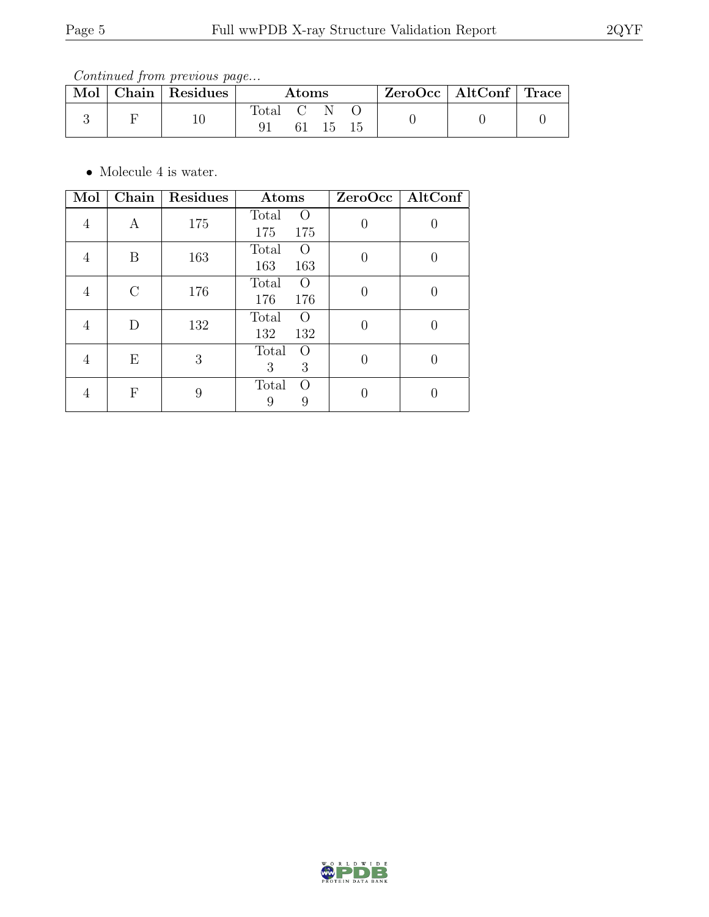*Continued from previous page...*

| Mol | Chain | Residues | Atoms | | | | ZeroOcc | AltConf | Trace |
|---|---|---|---|---|---|---|---|---|---|
| | | | Total | C | N | O | | | |
| 3 | F | 10 | 91 | 61 | 15 | 15 | 0 | 0 | 0 |

- Molecule 4 is water.

| Mol | Chain | Residues | Atoms | | ZeroOcc | AltConf |
|---|---|---|---|---|---|---|
| | | | Total | O | | |
| 4 | A | 175 | 175 | 175 | 0 | 0 |
| 4 | B | 163 | 163 | 163 | 0 | 0 |
| 4 | C | 176 | 176 | 176 | 0 | 0 |
| 4 | D | 132 | 132 | 132 | 0 | 0 |
| 4 | E | 3 | 3 | 3 | 0 | 0 |
| 4 | F | 9 | 9 | 9 | 0 | 0 |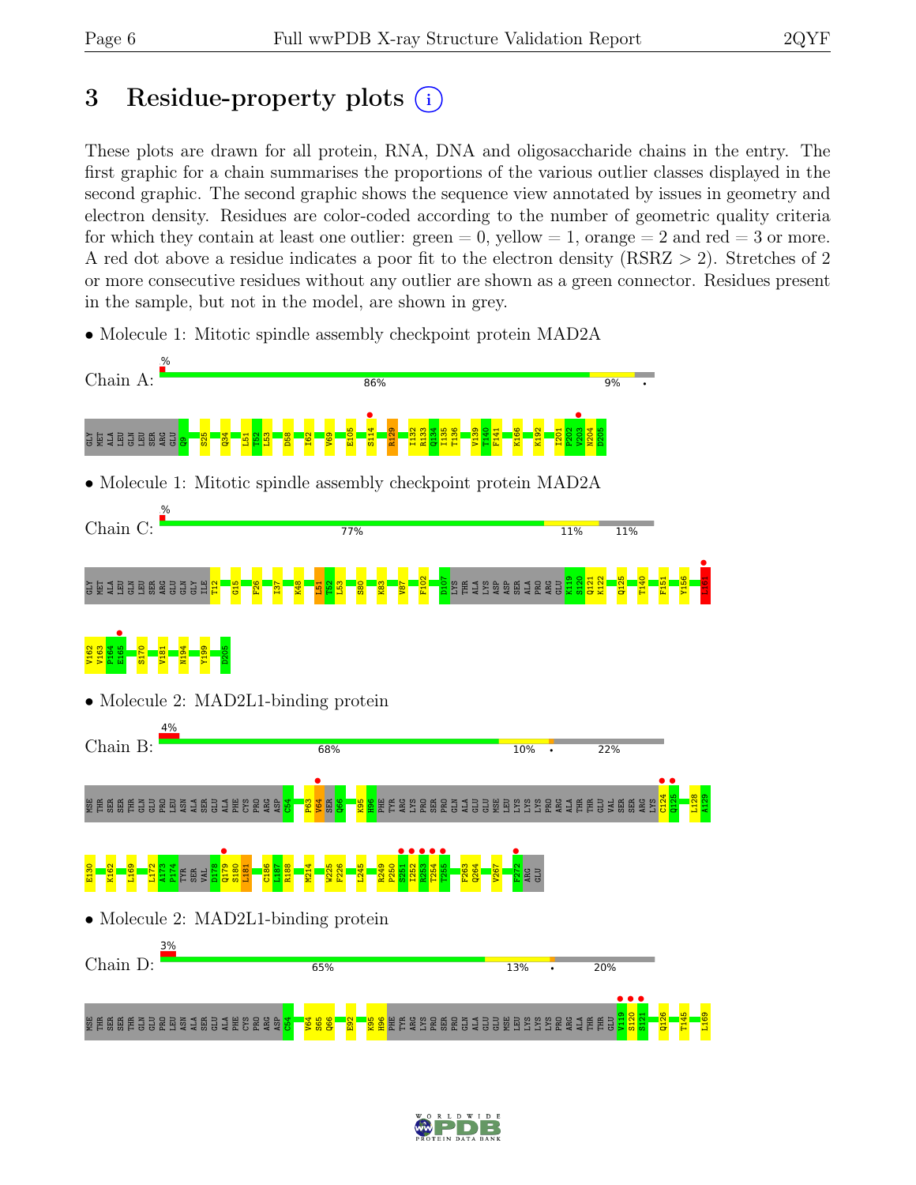# 3 Residue-property plots

These plots are drawn for all protein, RNA, DNA and oligosaccharide chains in the entry. The first graphic for a chain summarises the proportions of the various outlier classes displayed in the second graphic. The second graphic shows the sequence view annotated by issues in geometry and electron density. Residues are color-coded according to the number of geometric quality criteria for which they contain at least one outlier: green = 0, yellow = 1, orange = 2 and red = 3 or more. A red dot above a residue indicates a poor fit to the electron density (RSRZ > 2). Stretches of 2 or more consecutive residues without any outlier are shown as a green connector. Residues present in the sample, but not in the model, are shown in grey.

- Molecule 1: Mitotic spindle assembly checkpoint protein MAD2A

Chain A: % 86% 9% •

GLY MET ALA LEU GLN LEU SER ARG GLU Q9 S25 Q34 L51 T52 L53 D58 I62 V69 E105 S114 R129 I132 R133 Q134 I135 T136 V139 T140 F141 K166 K192 I201 P202 V203 N204 D205

- Molecule 1: Mitotic spindle assembly checkpoint protein MAD2A

Chain C: % 77% 11% 11%

GLY MET ALA LEU GLN LEU SER ARG GLU GLN GLY ILE T12 G15 F26 I37 K48 L51 T52 L53 S80 K83 V87 F102 D107 LYS THR ALA LYS ASP ASP SER ALA PRO ARG GLU K119 S120 Q121 K122 Q125 T140 F151 Y156 L161 V162 V163 P164 E165 S170 V181 N194 Y199 D205

- Molecule 2: MAD2L1-binding protein

Chain B: 4% 68% 10% • 22%

MSE THR SER SER THR GLN GLU PRO LEU ASN ALA SER GLU ALA PHE CYS PRO ARG ASP C54 P63 V64 SER Q66 K95 H96 PHE TYR ARG LYS PRO SER PRO GLN ALA GLU MSE LEU LYS LYS LYS PRO ARG ALA THR GLU VAL SER SER ARG LYS C124 Q125 L128 A129 E130 K162 L169 L172 A173 P174 TYR SER VAL D178 Q179 S180 L181 C186 L187 R188 M214 W225 F226 L245 R249 P250 S251 I252 R253 T254 T255 F263 Q264 V267 F272 ARG GLU

- Molecule 2: MAD2L1-binding protein

Chain D: 3% 65% 13% • 20%

MSE THR SER SER THR GLN GLU PRO LEU ASN ALA SER GLU ALA PHE CYS PRO ARG ASP C54 V64 S65 Q66 E92 K95 H96 PHE TYR ARG LYS PRO SER PRO GLN ALA GLU MSE LEU LYS LYS LYS PRO ARG ALA THR THR GLU V119 S120 S121 Q126 T145 L169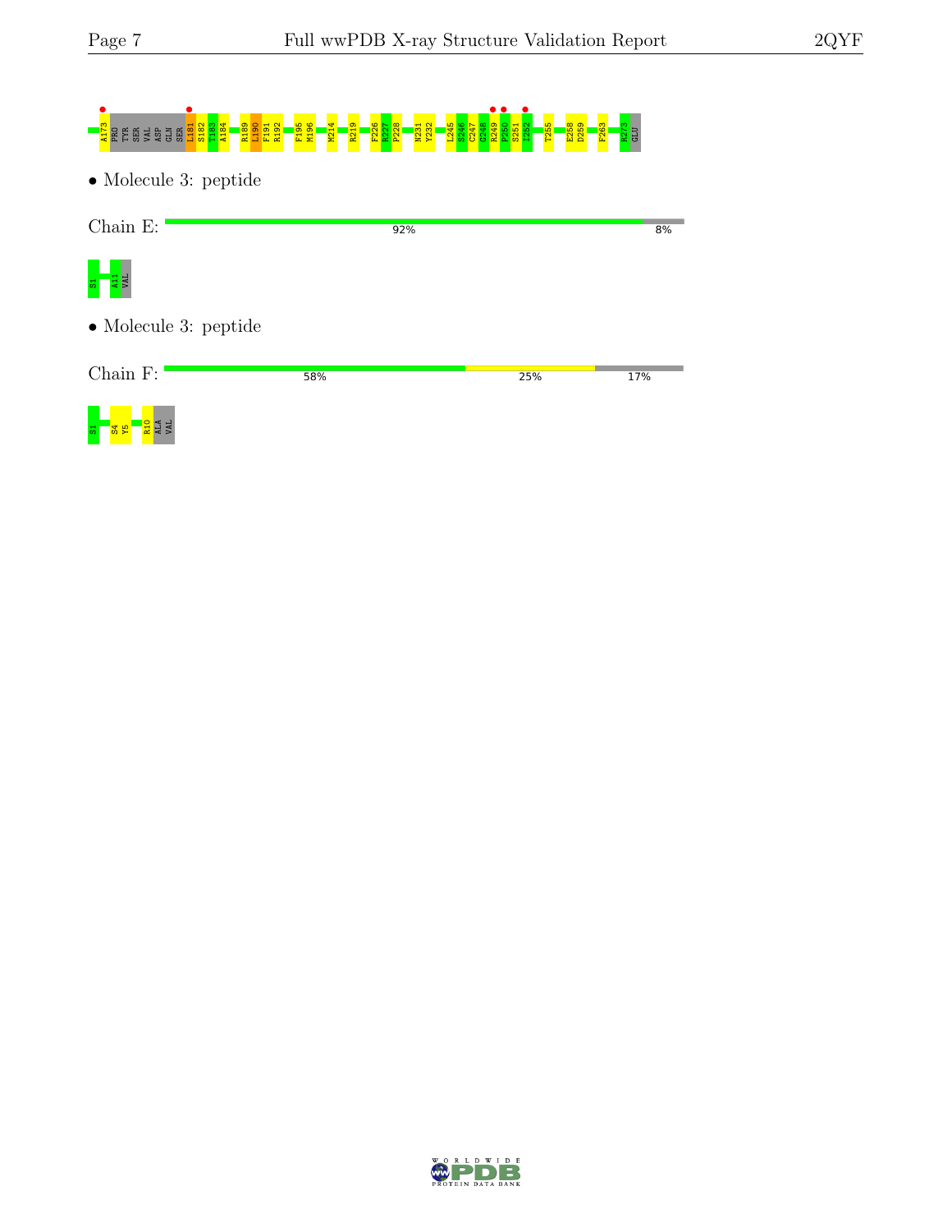A173 PRO TYR SER VAL ASP GLN SER L181 S182 T183 A184 R189 L190 F191 R192 F195 M196 M214 R219 F226 R227 P228 N231 Y232 L245 S246 C247 G248 R249 P250 S251 I252 T255 E258 D259 F263 R273 GLU

- Molecule 3: peptide

Chain E: 92% | 8%

S1 A11 VAL

- Molecule 3: peptide

Chain F: 58% | 25% | 17%

S1 S4 Y5 R10 ALA VAL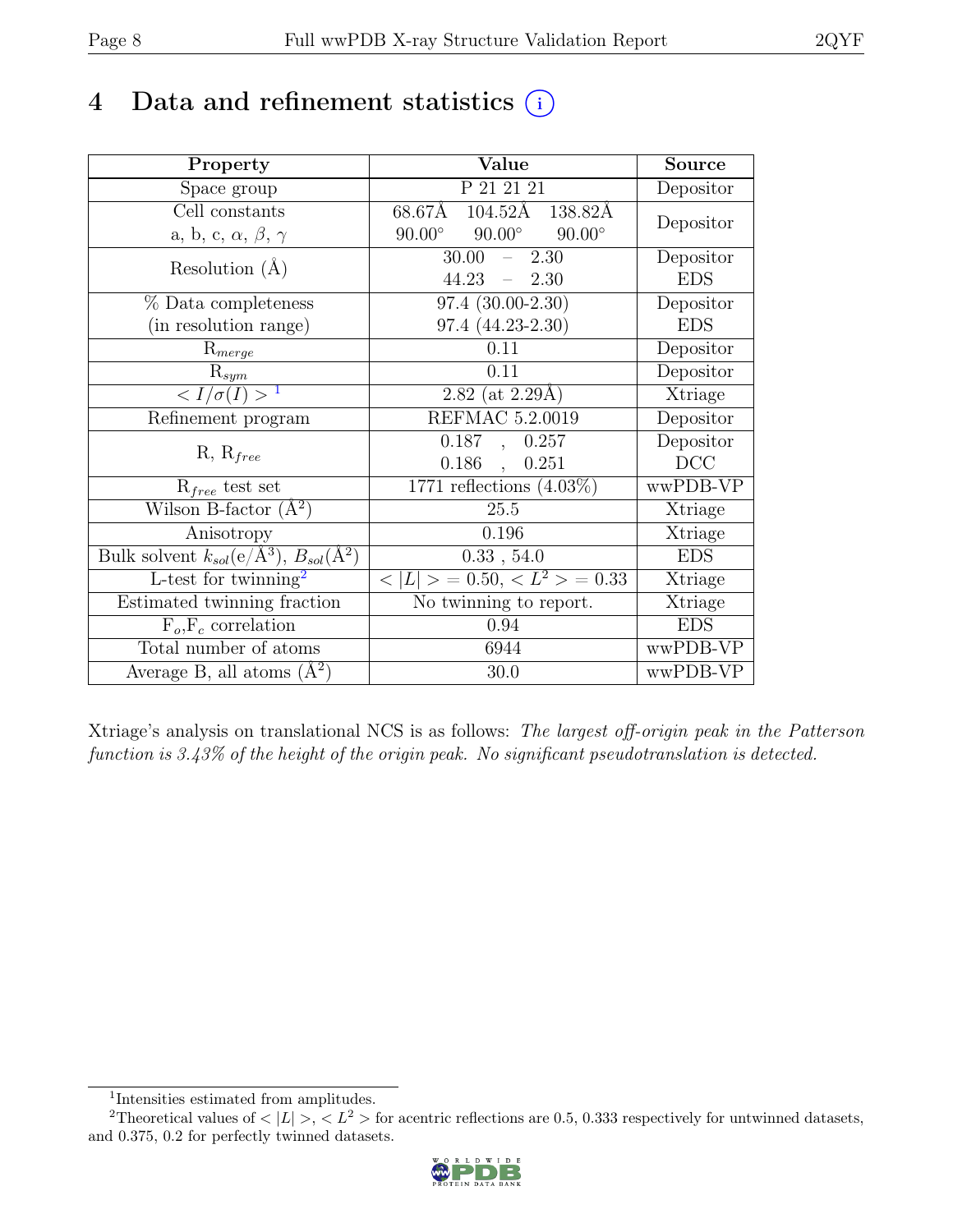# 4 Data and refinement statistics (i)

| Property | Value | Source |
|---|---|---|
| Space group | P 21 21 21 | Depositor |
| Cell constants<br>a, b, c, $\alpha$, $\beta$, $\gamma$ | 68.67Å 104.52Å 138.82Å<br>90.00° 90.00° 90.00° | Depositor |
| Resolution (Å) | 30.00 – 2.30<br>44.23 – 2.30 | Depositor<br>EDS |
| % Data completeness<br>(in resolution range) | 97.4 (30.00-2.30)<br>97.4 (44.23-2.30) | Depositor<br>EDS |
| $R_{merge}$ | 0.11 | Depositor |
| $R_{sym}$ | 0.11 | Depositor |
| $< I/\sigma(I) >$ [1] | 2.82 (at 2.29Å) | Xtriage |
| Refinement program | REFMAC 5.2.0019 | Depositor |
| R, $R_{free}$ | 0.187 , 0.257<br>0.186 , 0.251 | Depositor<br>DCC |
| $R_{free}$ test set | 1771 reflections (4.03%) | wwPDB-VP |
| Wilson B-factor (Å$^2$) | 25.5 | Xtriage |
| Anisotropy | 0.196 | Xtriage |
| Bulk solvent $k_{sol}$(e/Å$^3$), $B_{sol}$(Å$^2$) | 0.33 , 54.0 | EDS |
| L-test for twinning[2] | $< \|L\| > = 0.50$, $< L^2 > = 0.33$ | Xtriage |
| Estimated twinning fraction | No twinning to report. | Xtriage |
| $F_o$,$F_c$ correlation | 0.94 | EDS |
| Total number of atoms | 6944 | wwPDB-VP |
| Average B, all atoms (Å$^2$) | 30.0 | wwPDB-VP |

Xtriage's analysis on translational NCS is as follows: *The largest off-origin peak in the Patterson function is 3.43% of the height of the origin peak. No significant pseudotranslation is detected.*

[1] Intensities estimated from amplitudes.

[2] Theoretical values of $< |L| >$, $< L^2 >$ for acentric reflections are 0.5, 0.333 respectively for untwinned datasets, and 0.375, 0.2 for perfectly twinned datasets.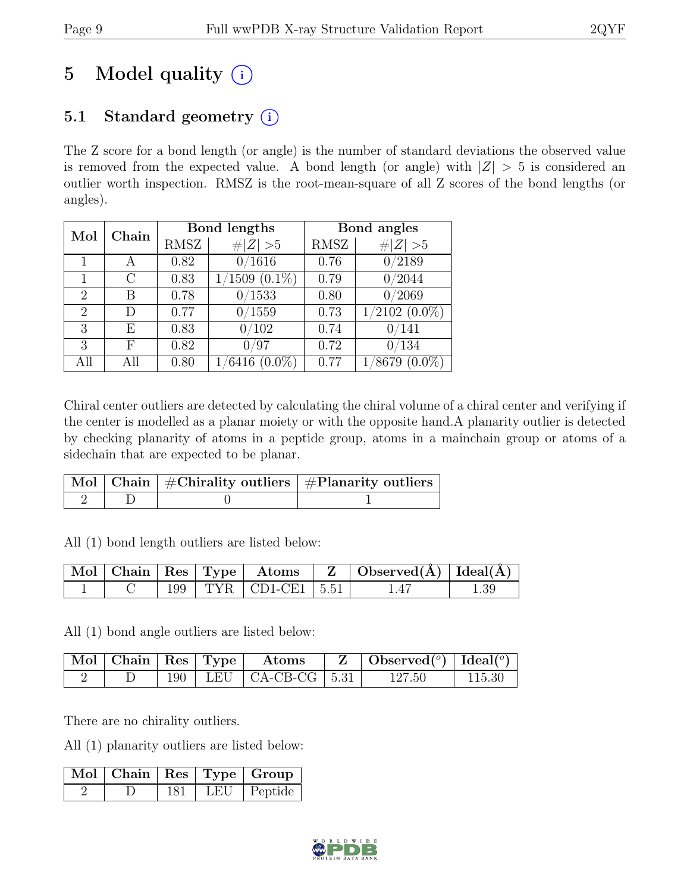# 5 Model quality ⓘ

## 5.1 Standard geometry ⓘ

The Z score for a bond length (or angle) is the number of standard deviations the observed value is removed from the expected value. A bond length (or angle) with $|Z| > 5$ is considered an outlier worth inspection. RMSZ is the root-mean-square of all Z scores of the bond lengths (or angles).

| Mol | Chain | Bond lengths | | Bond angles | |
|---|---|---|---|---|---|
| | | RMSZ | $\#\|Z\| > 5$ | RMSZ | $\#\|Z\| > 5$ |
| 1 | A | 0.82 | 0/1616 | 0.76 | 0/2189 |
| 1 | C | 0.83 | 1/1509 (0.1%) | 0.79 | 0/2044 |
| 2 | B | 0.78 | 0/1533 | 0.80 | 0/2069 |
| 2 | D | 0.77 | 0/1559 | 0.73 | 1/2102 (0.0%) |
| 3 | E | 0.83 | 0/102 | 0.74 | 0/141 |
| 3 | F | 0.82 | 0/97 | 0.72 | 0/134 |
| All | All | 0.80 | 1/6416 (0.0%) | 0.77 | 1/8679 (0.0%) |

Chiral center outliers are detected by calculating the chiral volume of a chiral center and verifying if the center is modelled as a planar moiety or with the opposite hand.A planarity outlier is detected by checking planarity of atoms in a peptide group, atoms in a mainchain group or atoms of a sidechain that are expected to be planar.

| Mol | Chain | #Chirality outliers | #Planarity outliers |
|---|---|---|---|
| 2 | D | 0 | 1 |

All (1) bond length outliers are listed below:

| Mol | Chain | Res | Type | Atoms | Z | Observed(Å) | Ideal(Å) |
|---|---|---|---|---|---|---|---|
| 1 | C | 199 | TYR | CD1-CE1 | 5.51 | 1.47 | 1.39 |

All (1) bond angle outliers are listed below:

| Mol | Chain | Res | Type | Atoms | Z | Observed(°) | Ideal(°) |
|---|---|---|---|---|---|---|---|
| 2 | D | 190 | LEU | CA-CB-CG | 5.31 | 127.50 | 115.30 |

There are no chirality outliers.

All (1) planarity outliers are listed below:

| Mol | Chain | Res | Type | Group |
|---|---|---|---|---|
| 2 | D | 181 | LEU | Peptide |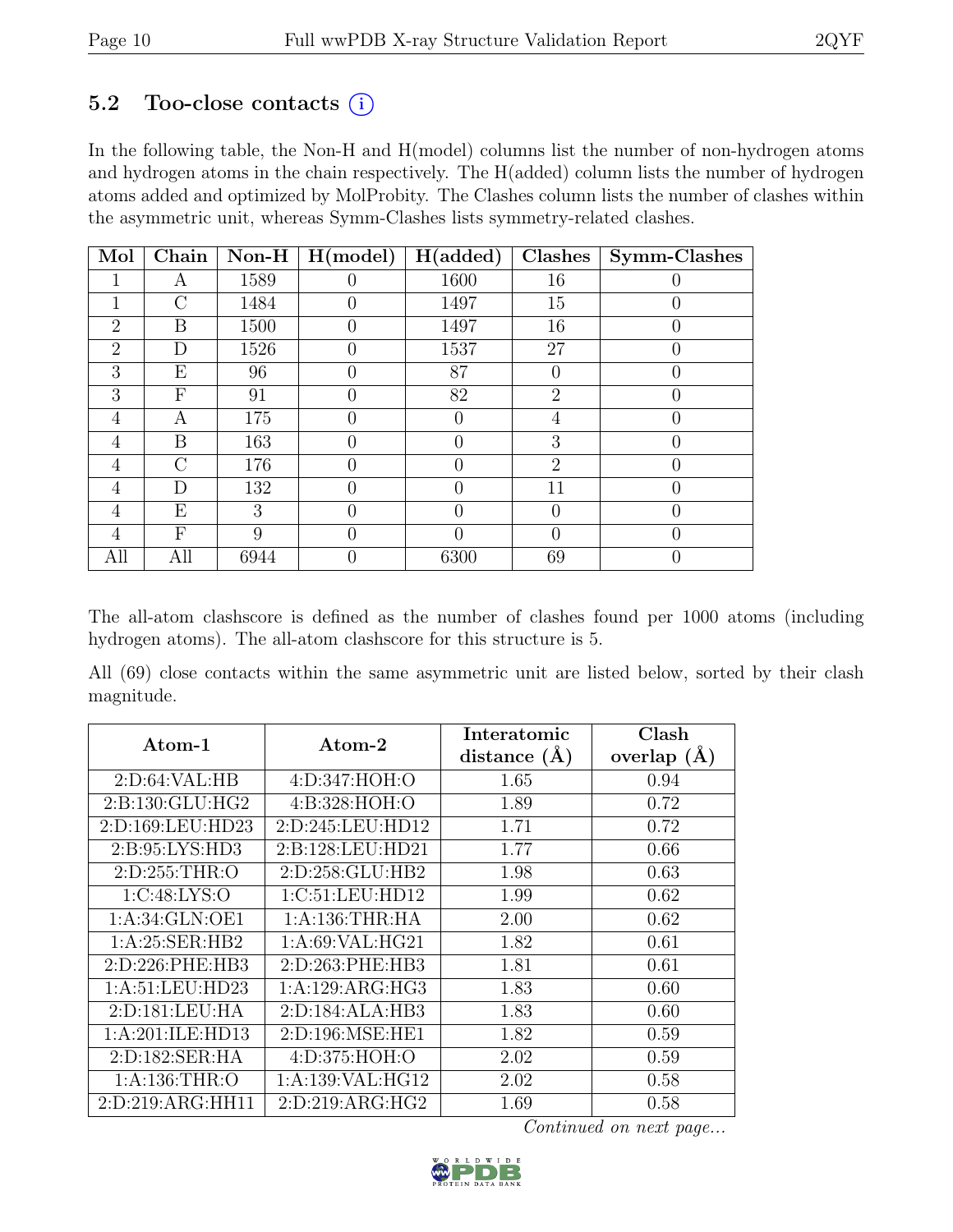## 5.2 Too-close contacts (i)

In the following table, the Non-H and H(model) columns list the number of non-hydrogen atoms and hydrogen atoms in the chain respectively. The H(added) column lists the number of hydrogen atoms added and optimized by MolProbity. The Clashes column lists the number of clashes within the asymmetric unit, whereas Symm-Clashes lists symmetry-related clashes.

| Mol | Chain | Non-H | H(model) | H(added) | Clashes | Symm-Clashes |
|---|---|---|---|---|---|---|
| 1 | A | 1589 | 0 | 1600 | 16 | 0 |
| 1 | C | 1484 | 0 | 1497 | 15 | 0 |
| 2 | B | 1500 | 0 | 1497 | 16 | 0 |
| 2 | D | 1526 | 0 | 1537 | 27 | 0 |
| 3 | E | 96 | 0 | 87 | 0 | 0 |
| 3 | F | 91 | 0 | 82 | 2 | 0 |
| 4 | A | 175 | 0 | 0 | 4 | 0 |
| 4 | B | 163 | 0 | 0 | 3 | 0 |
| 4 | C | 176 | 0 | 0 | 2 | 0 |
| 4 | D | 132 | 0 | 0 | 11 | 0 |
| 4 | E | 3 | 0 | 0 | 0 | 0 |
| 4 | F | 9 | 0 | 0 | 0 | 0 |
| All | All | 6944 | 0 | 6300 | 69 | 0 |

The all-atom clashscore is defined as the number of clashes found per 1000 atoms (including hydrogen atoms). The all-atom clashscore for this structure is 5.

All (69) close contacts within the same asymmetric unit are listed below, sorted by their clash magnitude.

| Atom-1 | Atom-2 | Interatomic distance (Å) | Clash overlap (Å) |
|---|---|---|---|
| 2:D:64:VAL:HB | 4:D:347:HOH:O | 1.65 | 0.94 |
| 2:B:130:GLU:HG2 | 4:B:328:HOH:O | 1.89 | 0.72 |
| 2:D:169:LEU:HD23 | 2:D:245:LEU:HD12 | 1.71 | 0.72 |
| 2:B:95:LYS:HD3 | 2:B:128:LEU:HD21 | 1.77 | 0.66 |
| 2:D:255:THR:O | 2:D:258:GLU:HB2 | 1.98 | 0.63 |
| 1:C:48:LYS:O | 1:C:51:LEU:HD12 | 1.99 | 0.62 |
| 1:A:34:GLN:OE1 | 1:A:136:THR:HA | 2.00 | 0.62 |
| 1:A:25:SER:HB2 | 1:A:69:VAL:HG21 | 1.82 | 0.61 |
| 2:D:226:PHE:HB3 | 2:D:263:PHE:HB3 | 1.81 | 0.61 |
| 1:A:51:LEU:HD23 | 1:A:129:ARG:HG3 | 1.83 | 0.60 |
| 2:D:181:LEU:HA | 2:D:184:ALA:HB3 | 1.83 | 0.60 |
| 1:A:201:ILE:HD13 | 2:D:196:MSE:HE1 | 1.82 | 0.59 |
| 2:D:182:SER:HA | 4:D:375:HOH:O | 2.02 | 0.59 |
| 1:A:136:THR:O | 1:A:139:VAL:HG12 | 2.02 | 0.58 |
| 2:D:219:ARG:HH11 | 2:D:219:ARG:HG2 | 1.69 | 0.58 |

*Continued on next page...*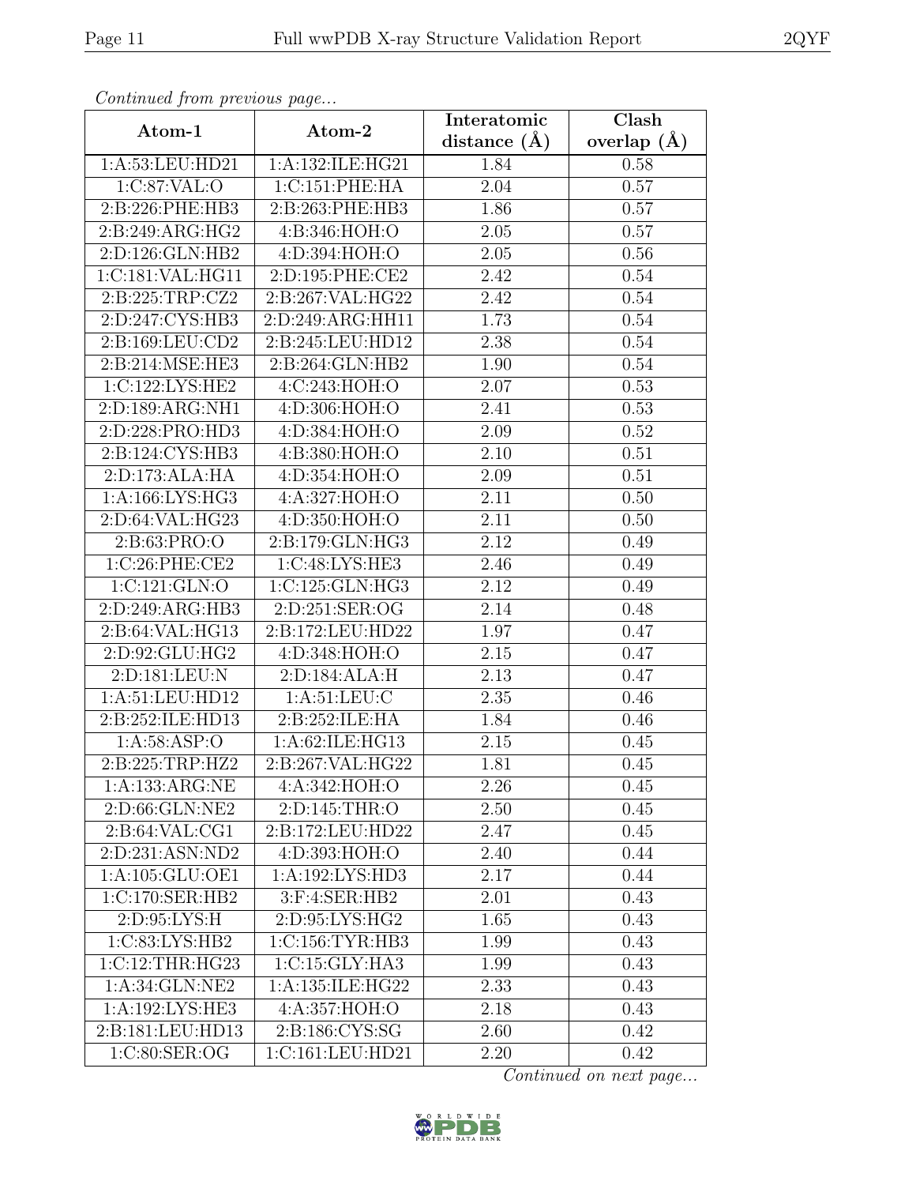*Continued from previous page...*

| Atom-1 | Atom-2 | Interatomic distance (Å) | Clash overlap (Å) |
|---|---|---|---|
| 1:A:53:LEU:HD21 | 1:A:132:ILE:HG21 | 1.84 | 0.58 |
| 1:C:87:VAL:O | 1:C:151:PHE:HA | 2.04 | 0.57 |
| 2:B:226:PHE:HB3 | 2:B:263:PHE:HB3 | 1.86 | 0.57 |
| 2:B:249:ARG:HG2 | 4:B:346:HOH:O | 2.05 | 0.57 |
| 2:D:126:GLN:HB2 | 4:D:394:HOH:O | 2.05 | 0.56 |
| 1:C:181:VAL:HG11 | 2:D:195:PHE:CE2 | 2.42 | 0.54 |
| 2:B:225:TRP:CZ2 | 2:B:267:VAL:HG22 | 2.42 | 0.54 |
| 2:D:247:CYS:HB3 | 2:D:249:ARG:HH11 | 1.73 | 0.54 |
| 2:B:169:LEU:CD2 | 2:B:245:LEU:HD12 | 2.38 | 0.54 |
| 2:B:214:MSE:HE3 | 2:B:264:GLN:HB2 | 1.90 | 0.54 |
| 1:C:122:LYS:HE2 | 4:C:243:HOH:O | 2.07 | 0.53 |
| 2:D:189:ARG:NH1 | 4:D:306:HOH:O | 2.41 | 0.53 |
| 2:D:228:PRO:HD3 | 4:D:384:HOH:O | 2.09 | 0.52 |
| 2:B:124:CYS:HB3 | 4:B:380:HOH:O | 2.10 | 0.51 |
| 2:D:173:ALA:HA | 4:D:354:HOH:O | 2.09 | 0.51 |
| 1:A:166:LYS:HG3 | 4:A:327:HOH:O | 2.11 | 0.50 |
| 2:D:64:VAL:HG23 | 4:D:350:HOH:O | 2.11 | 0.50 |
| 2:B:63:PRO:O | 2:B:179:GLN:HG3 | 2.12 | 0.49 |
| 1:C:26:PHE:CE2 | 1:C:48:LYS:HE3 | 2.46 | 0.49 |
| 1:C:121:GLN:O | 1:C:125:GLN:HG3 | 2.12 | 0.49 |
| 2:D:249:ARG:HB3 | 2:D:251:SER:OG | 2.14 | 0.48 |
| 2:B:64:VAL:HG13 | 2:B:172:LEU:HD22 | 1.97 | 0.47 |
| 2:D:92:GLU:HG2 | 4:D:348:HOH:O | 2.15 | 0.47 |
| 2:D:181:LEU:N | 2:D:184:ALA:H | 2.13 | 0.47 |
| 1:A:51:LEU:HD12 | 1:A:51:LEU:C | 2.35 | 0.46 |
| 2:B:252:ILE:HD13 | 2:B:252:ILE:HA | 1.84 | 0.46 |
| 1:A:58:ASP:O | 1:A:62:ILE:HG13 | 2.15 | 0.45 |
| 2:B:225:TRP:HZ2 | 2:B:267:VAL:HG22 | 1.81 | 0.45 |
| 1:A:133:ARG:NE | 4:A:342:HOH:O | 2.26 | 0.45 |
| 2:D:66:GLN:NE2 | 2:D:145:THR:O | 2.50 | 0.45 |
| 2:B:64:VAL:CG1 | 2:B:172:LEU:HD22 | 2.47 | 0.45 |
| 2:D:231:ASN:ND2 | 4:D:393:HOH:O | 2.40 | 0.44 |
| 1:A:105:GLU:OE1 | 1:A:192:LYS:HD3 | 2.17 | 0.44 |
| 1:C:170:SER:HB2 | 3:F:4:SER:HB2 | 2.01 | 0.43 |
| 2:D:95:LYS:H | 2:D:95:LYS:HG2 | 1.65 | 0.43 |
| 1:C:83:LYS:HB2 | 1:C:156:TYR:HB3 | 1.99 | 0.43 |
| 1:C:12:THR:HG23 | 1:C:15:GLY:HA3 | 1.99 | 0.43 |
| 1:A:34:GLN:NE2 | 1:A:135:ILE:HG22 | 2.33 | 0.43 |
| 1:A:192:LYS:HE3 | 4:A:357:HOH:O | 2.18 | 0.43 |
| 2:B:181:LEU:HD13 | 2:B:186:CYS:SG | 2.60 | 0.42 |
| 1:C:80:SER:OG | 1:C:161:LEU:HD21 | 2.20 | 0.42 |

*Continued on next page...*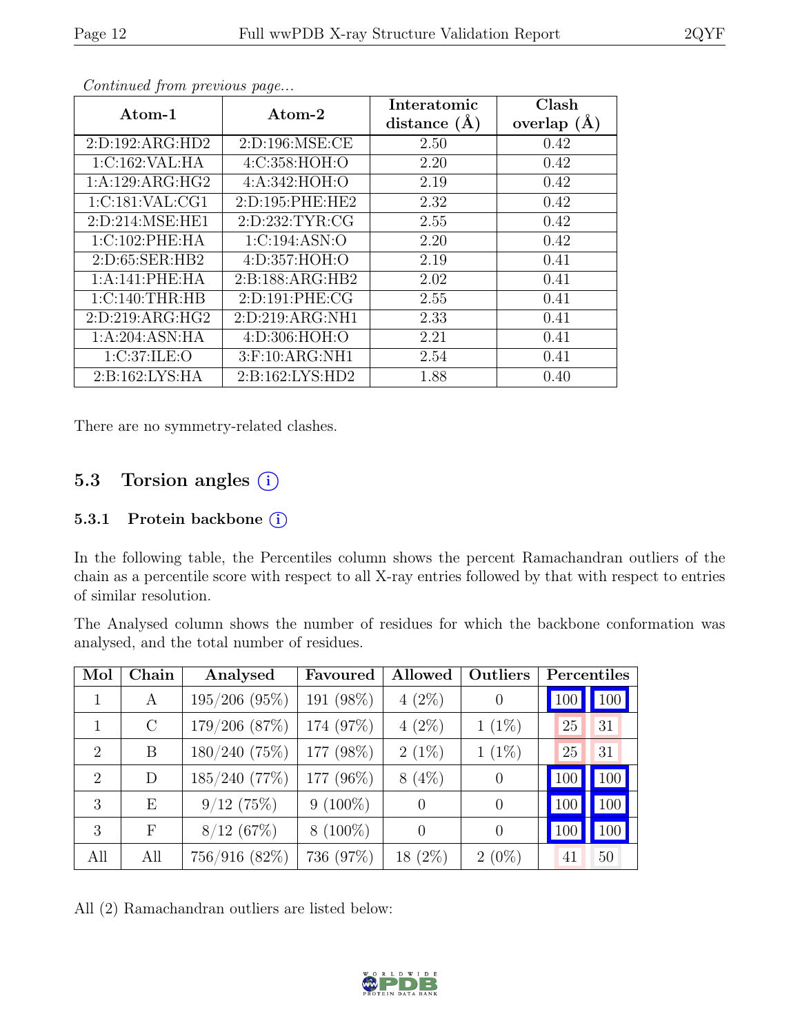*Continued from previous page...*

| Atom-1 | Atom-2 | Interatomic distance (Å) | Clash overlap (Å) |
|---|---|---|---|
| 2:D:192:ARG:HD2 | 2:D:196:MSE:CE | 2.50 | 0.42 |
| 1:C:162:VAL:HA | 4:C:358:HOH:O | 2.20 | 0.42 |
| 1:A:129:ARG:HG2 | 4:A:342:HOH:O | 2.19 | 0.42 |
| 1:C:181:VAL:CG1 | 2:D:195:PHE:HE2 | 2.32 | 0.42 |
| 2:D:214:MSE:HE1 | 2:D:232:TYR:CG | 2.55 | 0.42 |
| 1:C:102:PHE:HA | 1:C:194:ASN:O | 2.20 | 0.42 |
| 2:D:65:SER:HB2 | 4:D:357:HOH:O | 2.19 | 0.41 |
| 1:A:141:PHE:HA | 2:B:188:ARG:HB2 | 2.02 | 0.41 |
| 1:C:140:THR:HB | 2:D:191:PHE:CG | 2.55 | 0.41 |
| 2:D:219:ARG:HG2 | 2:D:219:ARG:NH1 | 2.33 | 0.41 |
| 1:A:204:ASN:HA | 4:D:306:HOH:O | 2.21 | 0.41 |
| 1:C:37:ILE:O | 3:F:10:ARG:NH1 | 2.54 | 0.41 |
| 2:B:162:LYS:HA | 2:B:162:LYS:HD2 | 1.88 | 0.40 |

There are no symmetry-related clashes.

## 5.3 Torsion angles (i)

### 5.3.1 Protein backbone (i)

In the following table, the Percentiles column shows the percent Ramachandran outliers of the chain as a percentile score with respect to all X-ray entries followed by that with respect to entries of similar resolution.

The Analysed column shows the number of residues for which the backbone conformation was analysed, and the total number of residues.

| Mol | Chain | Analysed | Favoured | Allowed | Outliers | Percentiles | |
|---|---|---|---|---|---|---|---|
| 1 | A | 195/206 (95%) | 191 (98%) | 4 (2%) | 0 | 100 | 100 |
| 1 | C | 179/206 (87%) | 174 (97%) | 4 (2%) | 1 (1%) | 25 | 31 |
| 2 | B | 180/240 (75%) | 177 (98%) | 2 (1%) | 1 (1%) | 25 | 31 |
| 2 | D | 185/240 (77%) | 177 (96%) | 8 (4%) | 0 | 100 | 100 |
| 3 | E | 9/12 (75%) | 9 (100%) | 0 | 0 | 100 | 100 |
| 3 | F | 8/12 (67%) | 8 (100%) | 0 | 0 | 100 | 100 |
| All | All | 756/916 (82%) | 736 (97%) | 18 (2%) | 2 (0%) | 41 | 50 |

All (2) Ramachandran outliers are listed below: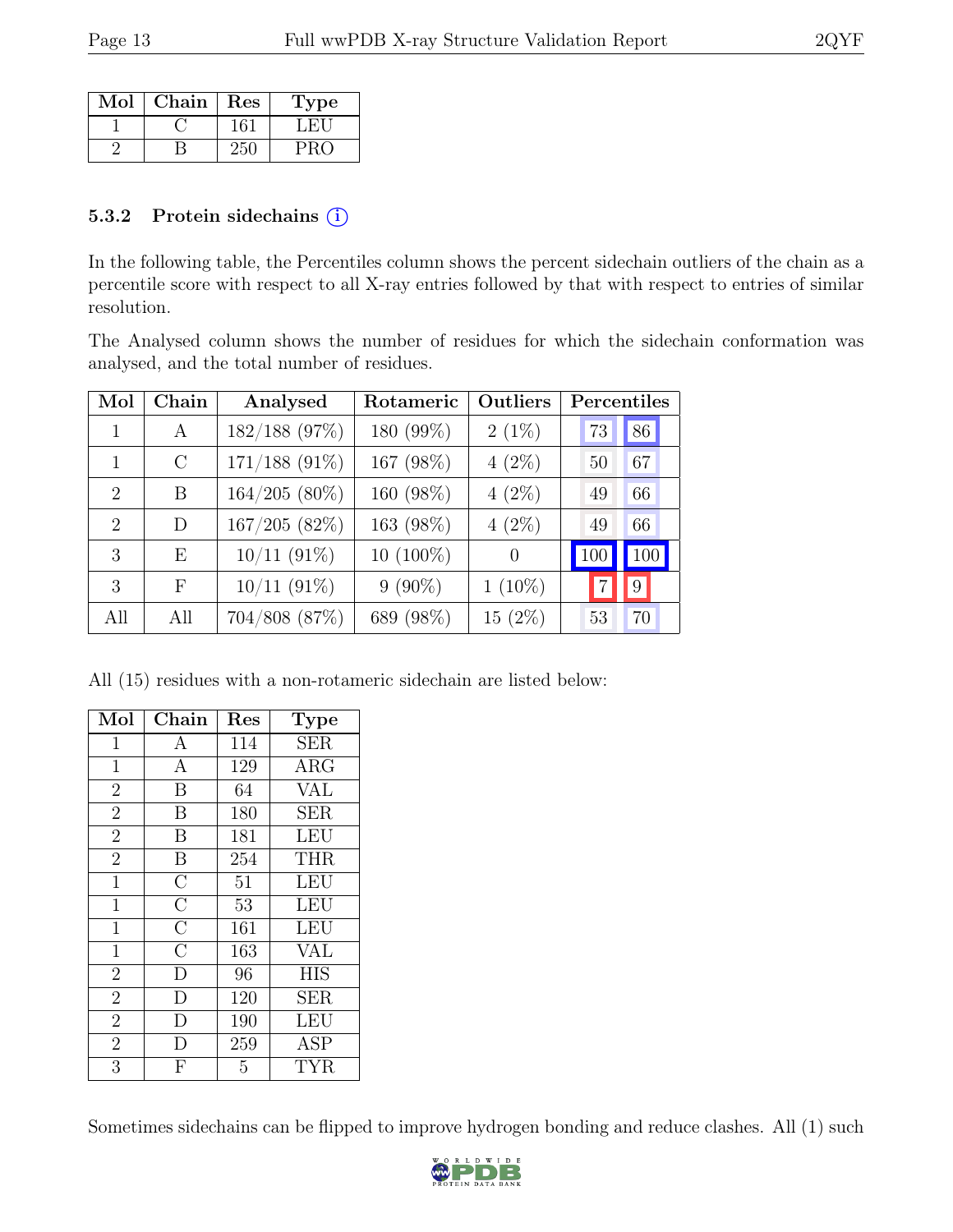| Mol | Chain | Res | Type |
|---|---|---|---|
| 1 | C | 161 | LEU |
| 2 | B | 250 | PRO |

### 5.3.2 Protein sidechains (i)

In the following table, the Percentiles column shows the percent sidechain outliers of the chain as a percentile score with respect to all X-ray entries followed by that with respect to entries of similar resolution.

The Analysed column shows the number of residues for which the sidechain conformation was analysed, and the total number of residues.

| Mol | Chain | Analysed | Rotameric | Outliers | Percentiles | |
|---|---|---|---|---|---|---|
| 1 | A | 182/188 (97%) | 180 (99%) | 2 (1%) | 73 | 86 |
| 1 | C | 171/188 (91%) | 167 (98%) | 4 (2%) | 50 | 67 |
| 2 | B | 164/205 (80%) | 160 (98%) | 4 (2%) | 49 | 66 |
| 2 | D | 167/205 (82%) | 163 (98%) | 4 (2%) | 49 | 66 |
| 3 | E | 10/11 (91%) | 10 (100%) | 0 | 100 | 100 |
| 3 | F | 10/11 (91%) | 9 (90%) | 1 (10%) | 7 | 9 |
| All | All | 704/808 (87%) | 689 (98%) | 15 (2%) | 53 | 70 |

All (15) residues with a non-rotameric sidechain are listed below:

| Mol | Chain | Res | Type |
|---|---|---|---|
| 1 | A | 114 | SER |
| 1 | A | 129 | ARG |
| 2 | B | 64 | VAL |
| 2 | B | 180 | SER |
| 2 | B | 181 | LEU |
| 2 | B | 254 | THR |
| 1 | C | 51 | LEU |
| 1 | C | 53 | LEU |
| 1 | C | 161 | LEU |
| 1 | C | 163 | VAL |
| 2 | D | 96 | HIS |
| 2 | D | 120 | SER |
| 2 | D | 190 | LEU |
| 2 | D | 259 | ASP |
| 3 | F | 5 | TYR |

Sometimes sidechains can be flipped to improve hydrogen bonding and reduce clashes. All (1) such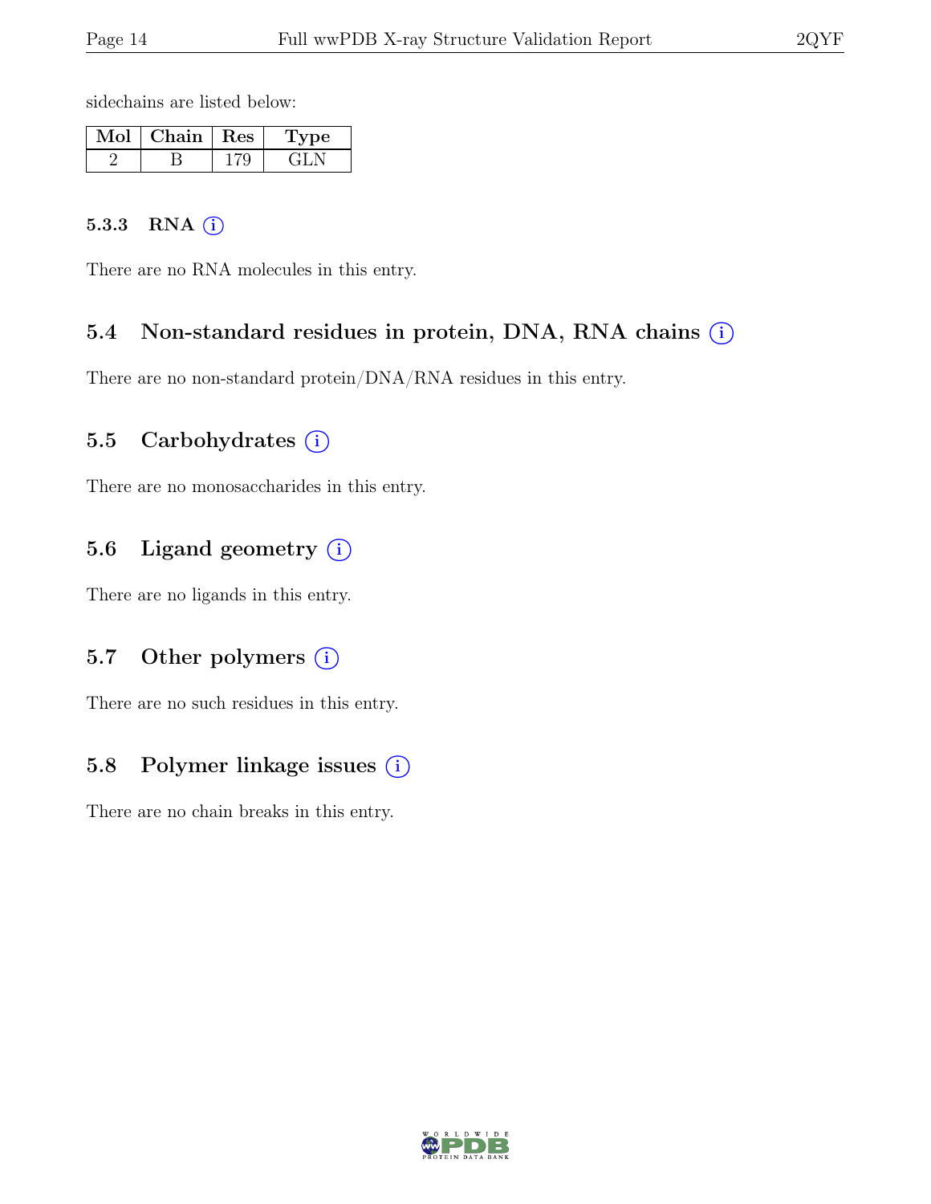sidechains are listed below:

| Mol | Chain | Res | Type |
|---|---|---|---|
| 2 | B | 179 | GLN |

### 5.3.3 RNA

There are no RNA molecules in this entry.

## 5.4 Non-standard residues in protein, DNA, RNA chains

There are no non-standard protein/DNA/RNA residues in this entry.

## 5.5 Carbohydrates

There are no monosaccharides in this entry.

## 5.6 Ligand geometry

There are no ligands in this entry.

## 5.7 Other polymers

There are no such residues in this entry.

## 5.8 Polymer linkage issues

There are no chain breaks in this entry.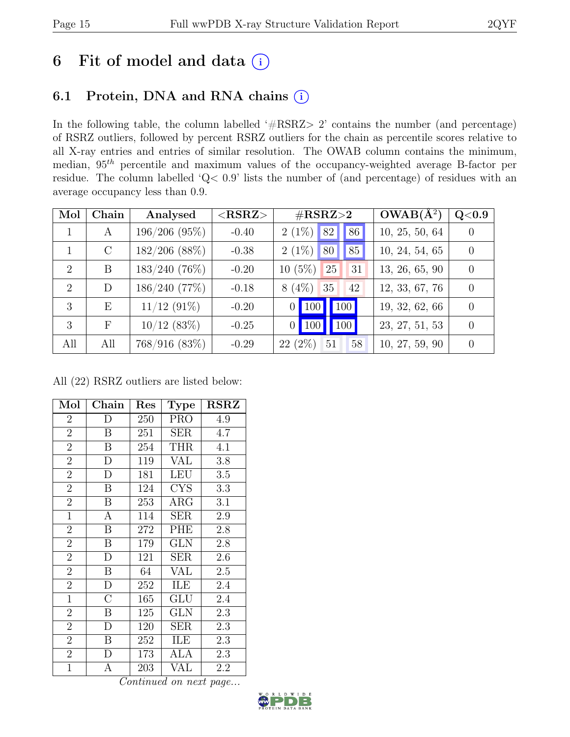# 6 Fit of model and data (i)

## 6.1 Protein, DNA and RNA chains (i)

In the following table, the column labelled '#RSRZ> 2' contains the number (and percentage) of RSRZ outliers, followed by percent RSRZ outliers for the chain as percentile scores relative to all X-ray entries and entries of similar resolution. The OWAB column contains the minimum, median, $95^{th}$ percentile and maximum values of the occupancy-weighted average B-factor per residue. The column labelled 'Q< 0.9' lists the number of (and percentage) of residues with an average occupancy less than 0.9.

| Mol | Chain | Analysed | <RSRZ> | #RSRZ>2 | | | OWAB(Å$^2$) | Q<0.9 |
|---|---|---|---|---|---|---|---|---|
| 1 | A | 196/206 (95%) | -0.40 | 2 (1%) | 82 | 86 | 10, 25, 50, 64 | 0 |
| 1 | C | 182/206 (88%) | -0.38 | 2 (1%) | 80 | 85 | 10, 24, 54, 65 | 0 |
| 2 | B | 183/240 (76%) | -0.20 | 10 (5%) | 25 | 31 | 13, 26, 65, 90 | 0 |
| 2 | D | 186/240 (77%) | -0.18 | 8 (4%) | 35 | 42 | 12, 33, 67, 76 | 0 |
| 3 | E | 11/12 (91%) | -0.20 | 0 | 100 | 100 | 19, 32, 62, 66 | 0 |
| 3 | F | 10/12 (83%) | -0.25 | 0 | 100 | 100 | 23, 27, 51, 53 | 0 |
| All | All | 768/916 (83%) | -0.29 | 22 (2%) | 51 | 58 | 10, 27, 59, 90 | 0 |

All (22) RSRZ outliers are listed below:

| Mol | Chain | Res | Type | RSRZ |
|---|---|---|---|---|
| 2 | D | 250 | PRO | 4.9 |
| 2 | B | 251 | SER | 4.7 |
| 2 | B | 254 | THR | 4.1 |
| 2 | D | 119 | VAL | 3.8 |
| 2 | D | 181 | LEU | 3.5 |
| 2 | B | 124 | CYS | 3.3 |
| 2 | B | 253 | ARG | 3.1 |
| 1 | A | 114 | SER | 2.9 |
| 2 | B | 272 | PHE | 2.8 |
| 2 | B | 179 | GLN | 2.8 |
| 2 | D | 121 | SER | 2.6 |
| 2 | B | 64 | VAL | 2.5 |
| 2 | D | 252 | ILE | 2.4 |
| 1 | C | 165 | GLU | 2.4 |
| 2 | B | 125 | GLN | 2.3 |
| 2 | D | 120 | SER | 2.3 |
| 2 | B | 252 | ILE | 2.3 |
| 2 | D | 173 | ALA | 2.3 |
| 1 | A | 203 | VAL | 2.2 |

*Continued on next page...*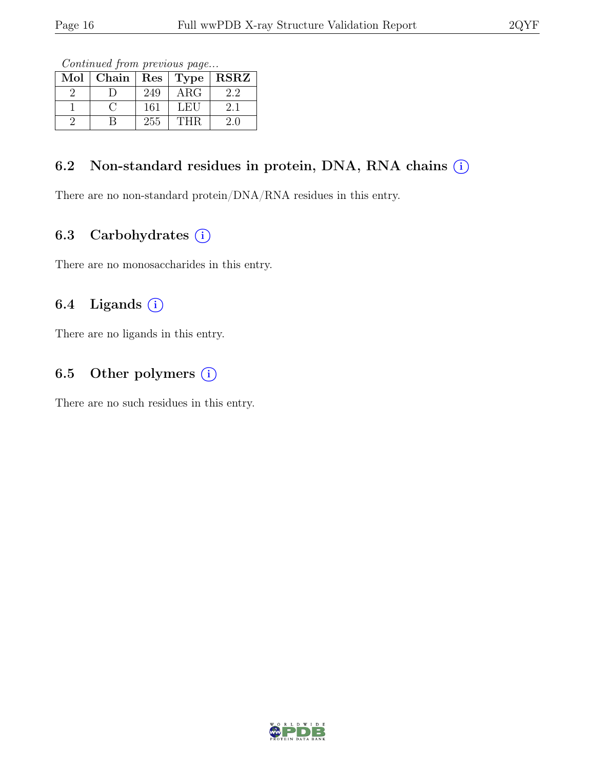*Continued from previous page...*

| Mol | Chain | Res | Type | RSRZ |
|---|---|---|---|---|
| 2 | D | 249 | ARG | 2.2 |
| 1 | C | 161 | LEU | 2.1 |
| 2 | B | 255 | THR | 2.0 |

### 6.2 Non-standard residues in protein, DNA, RNA chains (i)

There are no non-standard protein/DNA/RNA residues in this entry.

### 6.3 Carbohydrates (i)

There are no monosaccharides in this entry.

### 6.4 Ligands (i)

There are no ligands in this entry.

### 6.5 Other polymers (i)

There are no such residues in this entry.